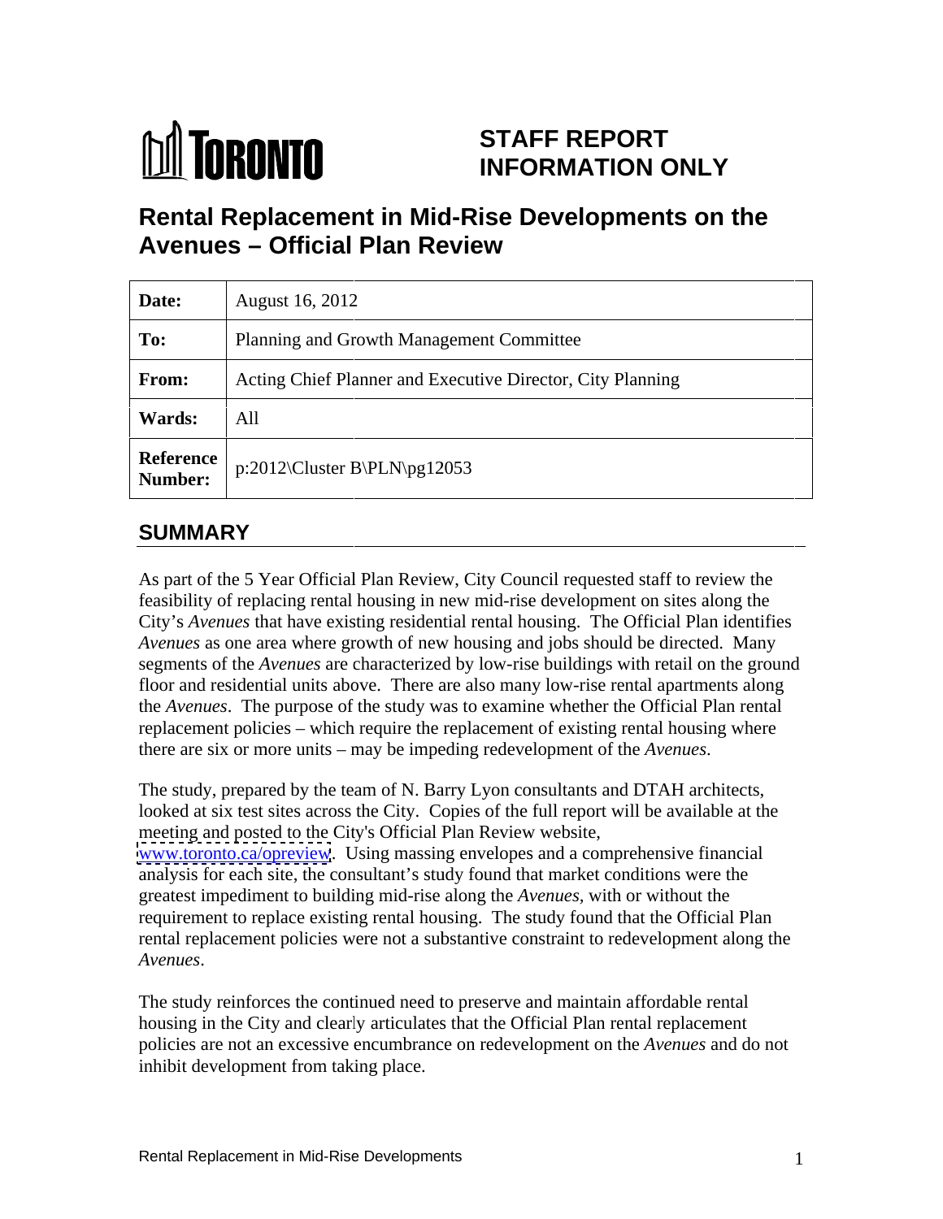# STAFF REPORT INFORMATION ONLY

## Rental Replacement in Mid-Rise Developments on the Avenues – Official Plan Review

| **Date:** | August 16, 2012 |
|---|---|
| **To:** | Planning and Growth Management Committee |
| **From:** | Acting Chief Planner and Executive Director, City Planning |
| **Wards:** | All |
| **Reference Number:** | p:2012\Cluster B\PLN\pg12053 |

## SUMMARY

As part of the 5 Year Official Plan Review, City Council requested staff to review the feasibility of replacing rental housing in new mid-rise development on sites along the City's *Avenues* that have existing residential rental housing. The Official Plan identifies *Avenues* as one area where growth of new housing and jobs should be directed. Many segments of the *Avenues* are characterized by low-rise buildings with retail on the ground floor and residential units above. There are also many low-rise rental apartments along the *Avenues*. The purpose of the study was to examine whether the Official Plan rental replacement policies – which require the replacement of existing rental housing where there are six or more units – may be impeding redevelopment of the *Avenues*.

The study, prepared by the team of N. Barry Lyon consultants and DTAH architects, looked at six test sites across the City. Copies of the full report will be available at the meeting and posted to the City's Official Plan Review website, www.toronto.ca/opreview. Using massing envelopes and a comprehensive financial analysis for each site, the consultant's study found that market conditions were the greatest impediment to building mid-rise along the *Avenues*, with or without the requirement to replace existing rental housing. The study found that the Official Plan rental replacement policies were not a substantive constraint to redevelopment along the *Avenues*.

The study reinforces the continued need to preserve and maintain affordable rental housing in the City and clearly articulates that the Official Plan rental replacement policies are not an excessive encumbrance on redevelopment on the *Avenues* and do not inhibit development from taking place.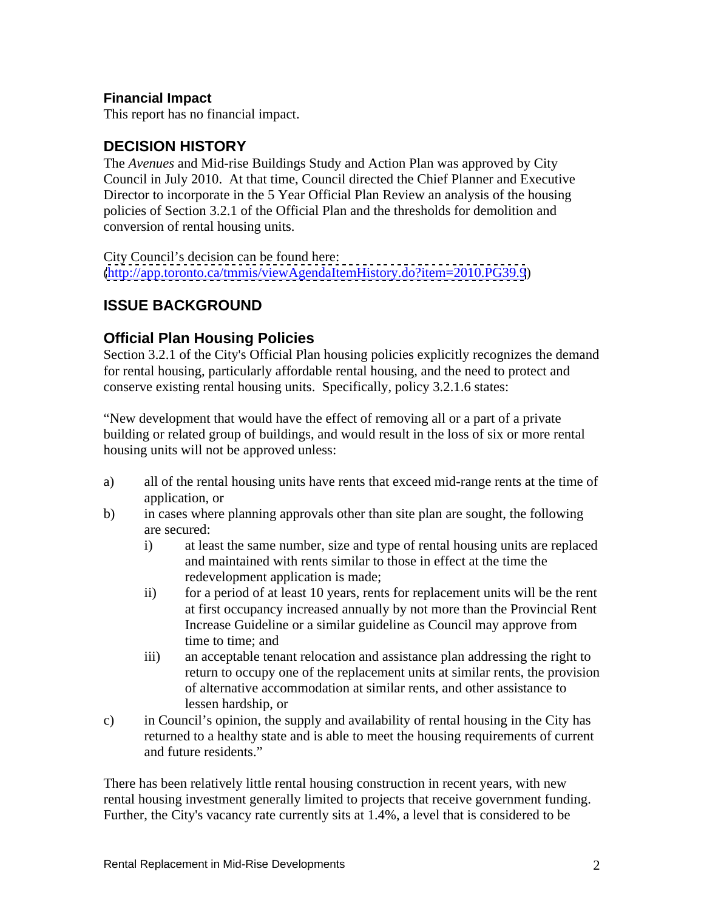### Financial Impact

This report has no financial impact.

## DECISION HISTORY

The *Avenues* and Mid-rise Buildings Study and Action Plan was approved by City Council in July 2010. At that time, Council directed the Chief Planner and Executive Director to incorporate in the 5 Year Official Plan Review an analysis of the housing policies of Section 3.2.1 of the Official Plan and the thresholds for demolition and conversion of rental housing units.

City Council's decision can be found here:
(http://app.toronto.ca/tmmis/viewAgendaItemHistory.do?item=2010.PG39.9)

## ISSUE BACKGROUND

## Official Plan Housing Policies

Section 3.2.1 of the City's Official Plan housing policies explicitly recognizes the demand for rental housing, particularly affordable rental housing, and the need to protect and conserve existing rental housing units. Specifically, policy 3.2.1.6 states:

"New development that would have the effect of removing all or a part of a private building or related group of buildings, and would result in the loss of six or more rental housing units will not be approved unless:

a) all of the rental housing units have rents that exceed mid-range rents at the time of application, or
b) in cases where planning approvals other than site plan are sought, the following are secured:
   i) at least the same number, size and type of rental housing units are replaced and maintained with rents similar to those in effect at the time the redevelopment application is made;
   ii) for a period of at least 10 years, rents for replacement units will be the rent at first occupancy increased annually by not more than the Provincial Rent Increase Guideline or a similar guideline as Council may approve from time to time; and
   iii) an acceptable tenant relocation and assistance plan addressing the right to return to occupy one of the replacement units at similar rents, the provision of alternative accommodation at similar rents, and other assistance to lessen hardship, or
c) in Council's opinion, the supply and availability of rental housing in the City has returned to a healthy state and is able to meet the housing requirements of current and future residents."

There has been relatively little rental housing construction in recent years, with new rental housing investment generally limited to projects that receive government funding. Further, the City's vacancy rate currently sits at 1.4%, a level that is considered to be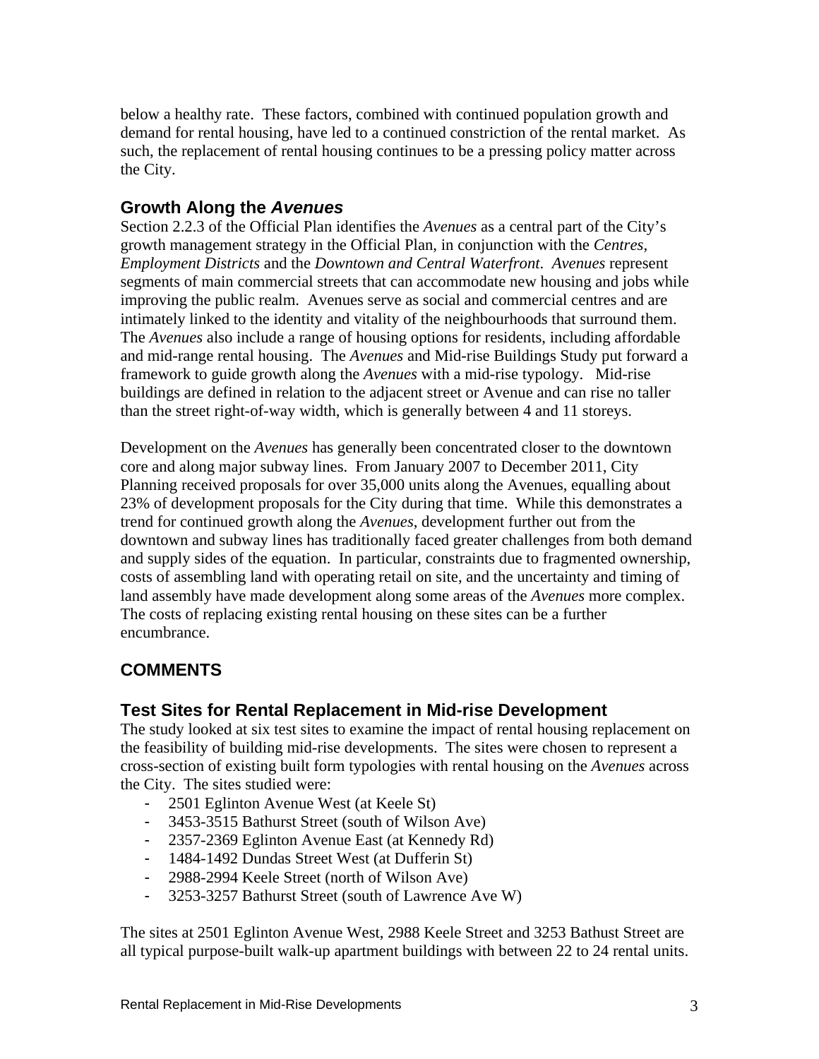below a healthy rate. These factors, combined with continued population growth and demand for rental housing, have led to a continued constriction of the rental market. As such, the replacement of rental housing continues to be a pressing policy matter across the City.

### Growth Along the *Avenues*

Section 2.2.3 of the Official Plan identifies the *Avenues* as a central part of the City's growth management strategy in the Official Plan, in conjunction with the *Centres*, *Employment Districts* and the *Downtown and Central Waterfront*. *Avenues* represent segments of main commercial streets that can accommodate new housing and jobs while improving the public realm. Avenues serve as social and commercial centres and are intimately linked to the identity and vitality of the neighbourhoods that surround them. The *Avenues* also include a range of housing options for residents, including affordable and mid-range rental housing. The *Avenues* and Mid-rise Buildings Study put forward a framework to guide growth along the *Avenues* with a mid-rise typology. Mid-rise buildings are defined in relation to the adjacent street or Avenue and can rise no taller than the street right-of-way width, which is generally between 4 and 11 storeys.

Development on the *Avenues* has generally been concentrated closer to the downtown core and along major subway lines. From January 2007 to December 2011, City Planning received proposals for over 35,000 units along the Avenues, equalling about 23% of development proposals for the City during that time. While this demonstrates a trend for continued growth along the *Avenues*, development further out from the downtown and subway lines has traditionally faced greater challenges from both demand and supply sides of the equation. In particular, constraints due to fragmented ownership, costs of assembling land with operating retail on site, and the uncertainty and timing of land assembly have made development along some areas of the *Avenues* more complex. The costs of replacing existing rental housing on these sites can be a further encumbrance.

## COMMENTS

### Test Sites for Rental Replacement in Mid-rise Development

The study looked at six test sites to examine the impact of rental housing replacement on the feasibility of building mid-rise developments. The sites were chosen to represent a cross-section of existing built form typologies with rental housing on the *Avenues* across the City. The sites studied were:

- 2501 Eglinton Avenue West (at Keele St)
- 3453-3515 Bathurst Street (south of Wilson Ave)
- 2357-2369 Eglinton Avenue East (at Kennedy Rd)
- 1484-1492 Dundas Street West (at Dufferin St)
- 2988-2994 Keele Street (north of Wilson Ave)
- 3253-3257 Bathurst Street (south of Lawrence Ave W)

The sites at 2501 Eglinton Avenue West, 2988 Keele Street and 3253 Bathust Street are all typical purpose-built walk-up apartment buildings with between 22 to 24 rental units.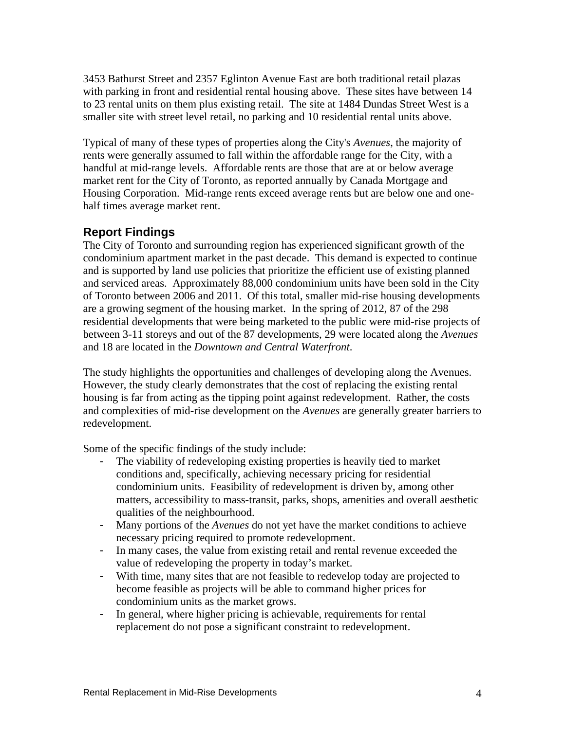3453 Bathurst Street and 2357 Eglinton Avenue East are both traditional retail plazas with parking in front and residential rental housing above. These sites have between 14 to 23 rental units on them plus existing retail. The site at 1484 Dundas Street West is a smaller site with street level retail, no parking and 10 residential rental units above.

Typical of many of these types of properties along the City's *Avenues*, the majority of rents were generally assumed to fall within the affordable range for the City, with a handful at mid-range levels. Affordable rents are those that are at or below average market rent for the City of Toronto, as reported annually by Canada Mortgage and Housing Corporation. Mid-range rents exceed average rents but are below one and one-half times average market rent.

## Report Findings

The City of Toronto and surrounding region has experienced significant growth of the condominium apartment market in the past decade. This demand is expected to continue and is supported by land use policies that prioritize the efficient use of existing planned and serviced areas. Approximately 88,000 condominium units have been sold in the City of Toronto between 2006 and 2011. Of this total, smaller mid-rise housing developments are a growing segment of the housing market. In the spring of 2012, 87 of the 298 residential developments that were being marketed to the public were mid-rise projects of between 3-11 storeys and out of the 87 developments, 29 were located along the *Avenues* and 18 are located in the *Downtown and Central Waterfront*.

The study highlights the opportunities and challenges of developing along the Avenues. However, the study clearly demonstrates that the cost of replacing the existing rental housing is far from acting as the tipping point against redevelopment. Rather, the costs and complexities of mid-rise development on the *Avenues* are generally greater barriers to redevelopment.

Some of the specific findings of the study include:

- The viability of redeveloping existing properties is heavily tied to market conditions and, specifically, achieving necessary pricing for residential condominium units. Feasibility of redevelopment is driven by, among other matters, accessibility to mass-transit, parks, shops, amenities and overall aesthetic qualities of the neighbourhood.
- Many portions of the *Avenues* do not yet have the market conditions to achieve necessary pricing required to promote redevelopment.
- In many cases, the value from existing retail and rental revenue exceeded the value of redeveloping the property in today's market.
- With time, many sites that are not feasible to redevelop today are projected to become feasible as projects will be able to command higher prices for condominium units as the market grows.
- In general, where higher pricing is achievable, requirements for rental replacement do not pose a significant constraint to redevelopment.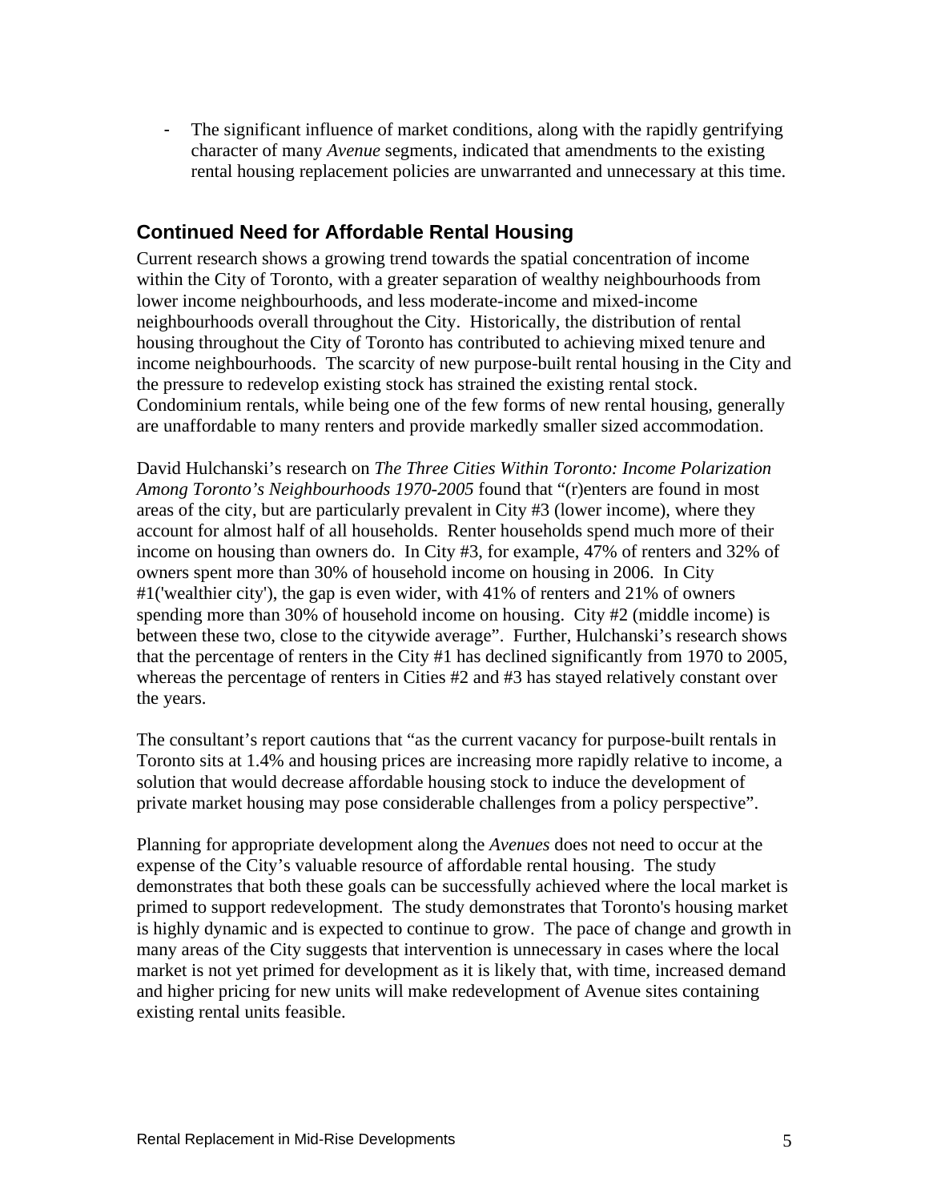- The significant influence of market conditions, along with the rapidly gentrifying character of many *Avenue* segments, indicated that amendments to the existing rental housing replacement policies are unwarranted and unnecessary at this time.

## Continued Need for Affordable Rental Housing

Current research shows a growing trend towards the spatial concentration of income within the City of Toronto, with a greater separation of wealthy neighbourhoods from lower income neighbourhoods, and less moderate-income and mixed-income neighbourhoods overall throughout the City. Historically, the distribution of rental housing throughout the City of Toronto has contributed to achieving mixed tenure and income neighbourhoods. The scarcity of new purpose-built rental housing in the City and the pressure to redevelop existing stock has strained the existing rental stock. Condominium rentals, while being one of the few forms of new rental housing, generally are unaffordable to many renters and provide markedly smaller sized accommodation.

David Hulchanski's research on *The Three Cities Within Toronto: Income Polarization Among Toronto's Neighbourhoods 1970-2005* found that "(r)enters are found in most areas of the city, but are particularly prevalent in City #3 (lower income), where they account for almost half of all households. Renter households spend much more of their income on housing than owners do. In City #3, for example, 47% of renters and 32% of owners spent more than 30% of household income on housing in 2006. In City #1('wealthier city'), the gap is even wider, with 41% of renters and 21% of owners spending more than 30% of household income on housing. City #2 (middle income) is between these two, close to the citywide average". Further, Hulchanski's research shows that the percentage of renters in the City #1 has declined significantly from 1970 to 2005, whereas the percentage of renters in Cities #2 and #3 has stayed relatively constant over the years.

The consultant's report cautions that "as the current vacancy for purpose-built rentals in Toronto sits at 1.4% and housing prices are increasing more rapidly relative to income, a solution that would decrease affordable housing stock to induce the development of private market housing may pose considerable challenges from a policy perspective".

Planning for appropriate development along the *Avenues* does not need to occur at the expense of the City's valuable resource of affordable rental housing. The study demonstrates that both these goals can be successfully achieved where the local market is primed to support redevelopment. The study demonstrates that Toronto's housing market is highly dynamic and is expected to continue to grow. The pace of change and growth in many areas of the City suggests that intervention is unnecessary in cases where the local market is not yet primed for development as it is likely that, with time, increased demand and higher pricing for new units will make redevelopment of Avenue sites containing existing rental units feasible.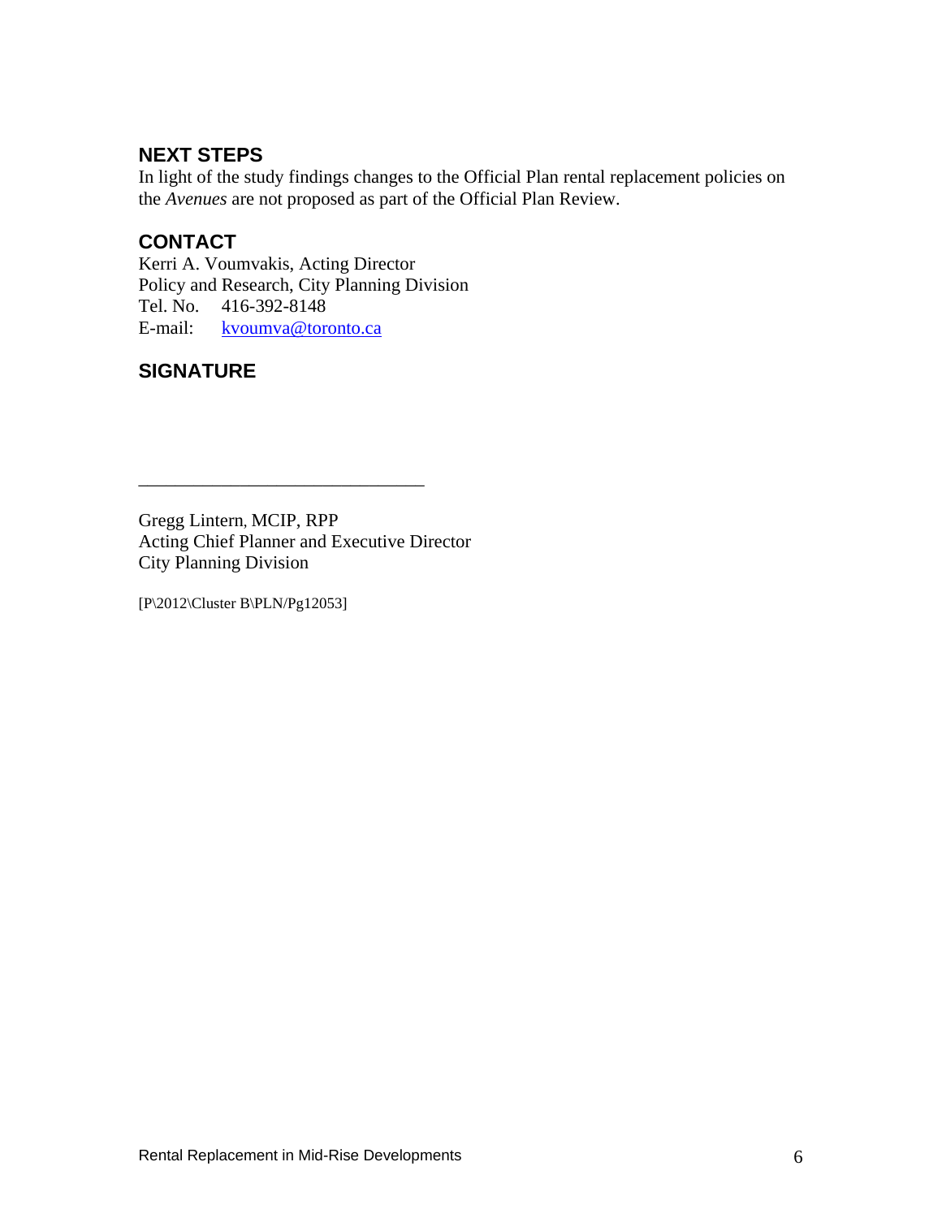## NEXT STEPS

In light of the study findings changes to the Official Plan rental replacement policies on the *Avenues* are not proposed as part of the Official Plan Review.

## CONTACT

Kerri A. Voumvakis, Acting Director
Policy and Research, City Planning Division
Tel. No. 416-392-8148
E-mail: kvoumva@toronto.ca

## SIGNATURE

_______________________________

Gregg Lintern, MCIP, RPP
Acting Chief Planner and Executive Director
City Planning Division

[P\2012\Cluster B\PLN/Pg12053]